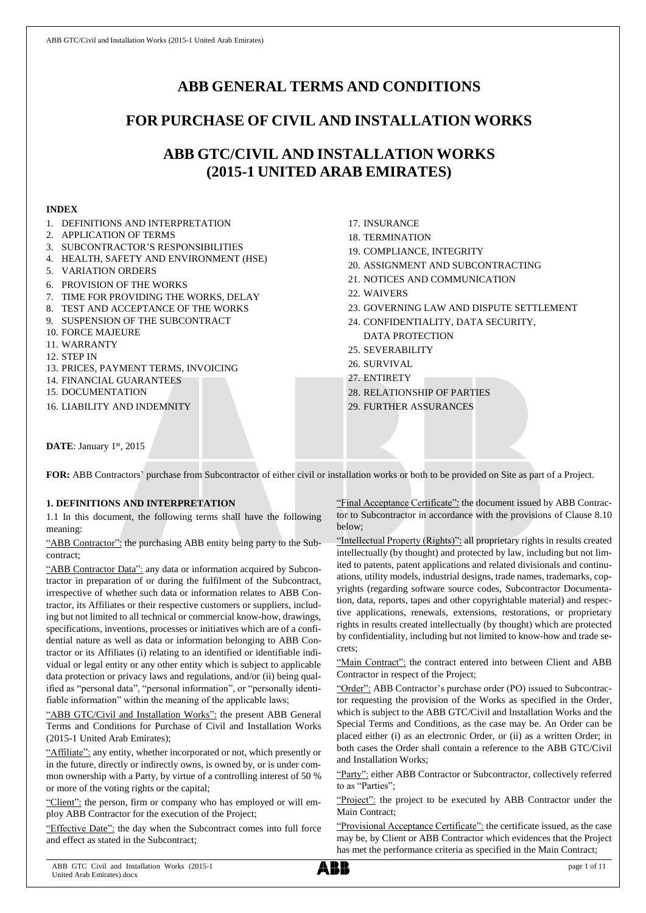# ABB GENERAL TERMS AND CONDITIONS

# FOR PURCHASE OF CIVIL AND INSTALLATION WORKS

# ABB GTC/CIVIL AND INSTALLATION WORKS (2015-1 UNITED ARAB EMIRATES)

**INDEX**

1. DEFINITIONS AND INTERPRETATION
2. APPLICATION OF TERMS
3. SUBCONTRACTOR'S RESPONSIBILITIES
4. HEALTH, SAFETY AND ENVIRONMENT (HSE)
5. VARIATION ORDERS
6. PROVISION OF THE WORKS
7. TIME FOR PROVIDING THE WORKS, DELAY
8. TEST AND ACCEPTANCE OF THE WORKS
9. SUSPENSION OF THE SUBCONTRACT
10. FORCE MAJEURE
11. WARRANTY
12. STEP IN
13. PRICES, PAYMENT TERMS, INVOICING
14. FINANCIAL GUARANTEES
15. DOCUMENTATION
16. LIABILITY AND INDEMNITY
17. INSURANCE
18. TERMINATION
19. COMPLIANCE, INTEGRITY
20. ASSIGNMENT AND SUBCONTRACTING
21. NOTICES AND COMMUNICATION
22. WAIVERS
23. GOVERNING LAW AND DISPUTE SETTLEMENT
24. CONFIDENTIALITY, DATA SECURITY, DATA PROTECTION
25. SEVERABILITY
26. SURVIVAL
27. ENTIRETY
28. RELATIONSHIP OF PARTIES
29. FURTHER ASSURANCES

**DATE**: January 1st, 2015

**FOR:** ABB Contractors' purchase from Subcontractor of either civil or installation works or both to be provided on Site as part of a Project.

**1. DEFINITIONS AND INTERPRETATION**

1.1 In this document, the following terms shall have the following meaning:

"ABB Contractor": the purchasing ABB entity being party to the Subcontract;

"ABB Contractor Data": any data or information acquired by Subcontractor in preparation of or during the fulfilment of the Subcontract, irrespective of whether such data or information relates to ABB Contractor, its Affiliates or their respective customers or suppliers, including but not limited to all technical or commercial know-how, drawings, specifications, inventions, processes or initiatives which are of a confidential nature as well as data or information belonging to ABB Contractor or its Affiliates (i) relating to an identified or identifiable individual or legal entity or any other entity which is subject to applicable data protection or privacy laws and regulations, and/or (ii) being qualified as "personal data", "personal information", or "personally identifiable information" within the meaning of the applicable laws;

"ABB GTC/Civil and Installation Works": the present ABB General Terms and Conditions for Purchase of Civil and Installation Works (2015-1 United Arab Emirates);

"Affiliate": any entity, whether incorporated or not, which presently or in the future, directly or indirectly owns, is owned by, or is under common ownership with a Party, by virtue of a controlling interest of 50 % or more of the voting rights or the capital;

"Client": the person, firm or company who has employed or will employ ABB Contractor for the execution of the Project;

"Effective Date": the day when the Subcontract comes into full force and effect as stated in the Subcontract;

"Final Acceptance Certificate": the document issued by ABB Contractor to Subcontractor in accordance with the provisions of Clause 8.10 below;

"Intellectual Property (Rights)": all proprietary rights in results created intellectually (by thought) and protected by law, including but not limited to patents, patent applications and related divisionals and continuations, utility models, industrial designs, trade names, trademarks, copyrights (regarding software source codes, Subcontractor Documentation, data, reports, tapes and other copyrightable material) and respective applications, renewals, extensions, restorations, or proprietary rights in results created intellectually (by thought) which are protected by confidentiality, including but not limited to know-how and trade secrets;

"Main Contract": the contract entered into between Client and ABB Contractor in respect of the Project;

"Order": ABB Contractor's purchase order (PO) issued to Subcontractor requesting the provision of the Works as specified in the Order, which is subject to the ABB GTC/Civil and Installation Works and the Special Terms and Conditions, as the case may be. An Order can be placed either (i) as an electronic Order, or (ii) as a written Order; in both cases the Order shall contain a reference to the ABB GTC/Civil and Installation Works;

"Party": either ABB Contractor or Subcontractor, collectively referred to as "Parties";

"Project": the project to be executed by ABB Contractor under the Main Contract;

"Provisional Acceptance Certificate": the certificate issued, as the case may be, by Client or ABB Contractor which evidences that the Project has met the performance criteria as specified in the Main Contract;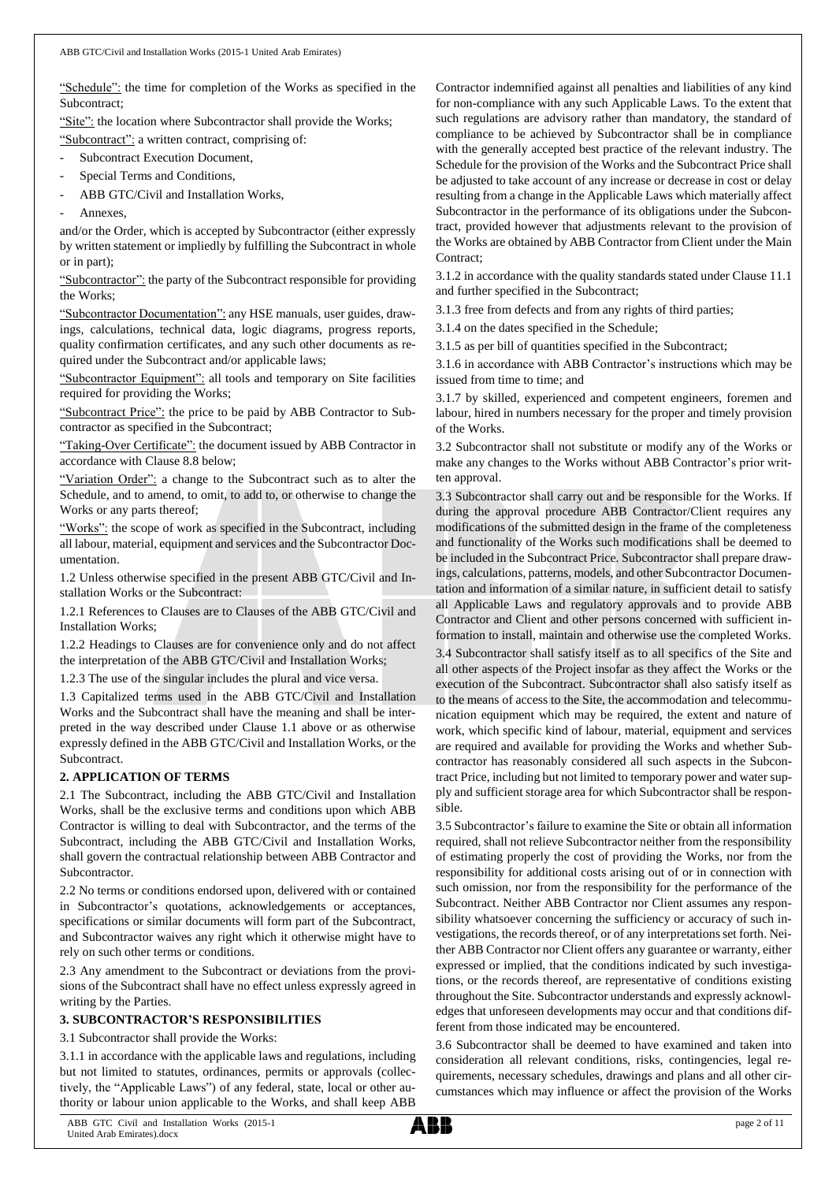"Schedule": the time for completion of the Works as specified in the Subcontract;

"Site": the location where Subcontractor shall provide the Works;

"Subcontract": a written contract, comprising of:

- Subcontract Execution Document,
- Special Terms and Conditions,
- ABB GTC/Civil and Installation Works,
- Annexes,

and/or the Order, which is accepted by Subcontractor (either expressly by written statement or impliedly by fulfilling the Subcontract in whole or in part);

"Subcontractor": the party of the Subcontract responsible for providing the Works;

"Subcontractor Documentation": any HSE manuals, user guides, drawings, calculations, technical data, logic diagrams, progress reports, quality confirmation certificates, and any such other documents as required under the Subcontract and/or applicable laws;

"Subcontractor Equipment": all tools and temporary on Site facilities required for providing the Works;

"Subcontract Price": the price to be paid by ABB Contractor to Subcontractor as specified in the Subcontract;

"Taking-Over Certificate": the document issued by ABB Contractor in accordance with Clause 8.8 below;

"Variation Order": a change to the Subcontract such as to alter the Schedule, and to amend, to omit, to add to, or otherwise to change the Works or any parts thereof;

"Works": the scope of work as specified in the Subcontract, including all labour, material, equipment and services and the Subcontractor Documentation.

1.2 Unless otherwise specified in the present ABB GTC/Civil and Installation Works or the Subcontract:

1.2.1 References to Clauses are to Clauses of the ABB GTC/Civil and Installation Works;

1.2.2 Headings to Clauses are for convenience only and do not affect the interpretation of the ABB GTC/Civil and Installation Works;

1.2.3 The use of the singular includes the plural and vice versa.

1.3 Capitalized terms used in the ABB GTC/Civil and Installation Works and the Subcontract shall have the meaning and shall be interpreted in the way described under Clause 1.1 above or as otherwise expressly defined in the ABB GTC/Civil and Installation Works, or the Subcontract.

## 2. APPLICATION OF TERMS

2.1 The Subcontract, including the ABB GTC/Civil and Installation Works, shall be the exclusive terms and conditions upon which ABB Contractor is willing to deal with Subcontractor, and the terms of the Subcontract, including the ABB GTC/Civil and Installation Works, shall govern the contractual relationship between ABB Contractor and Subcontractor.

2.2 No terms or conditions endorsed upon, delivered with or contained in Subcontractor's quotations, acknowledgements or acceptances, specifications or similar documents will form part of the Subcontract, and Subcontractor waives any right which it otherwise might have to rely on such other terms or conditions.

2.3 Any amendment to the Subcontract or deviations from the provisions of the Subcontract shall have no effect unless expressly agreed in writing by the Parties.

## 3. SUBCONTRACTOR'S RESPONSIBILITIES

3.1 Subcontractor shall provide the Works:

3.1.1 in accordance with the applicable laws and regulations, including but not limited to statutes, ordinances, permits or approvals (collectively, the "Applicable Laws") of any federal, state, local or other authority or labour union applicable to the Works, and shall keep ABB Contractor indemnified against all penalties and liabilities of any kind for non-compliance with any such Applicable Laws. To the extent that such regulations are advisory rather than mandatory, the standard of compliance to be achieved by Subcontractor shall be in compliance with the generally accepted best practice of the relevant industry. The Schedule for the provision of the Works and the Subcontract Price shall be adjusted to take account of any increase or decrease in cost or delay resulting from a change in the Applicable Laws which materially affect Subcontractor in the performance of its obligations under the Subcontract, provided however that adjustments relevant to the provision of the Works are obtained by ABB Contractor from Client under the Main Contract;

3.1.2 in accordance with the quality standards stated under Clause 11.1 and further specified in the Subcontract;

3.1.3 free from defects and from any rights of third parties;

3.1.4 on the dates specified in the Schedule;

3.1.5 as per bill of quantities specified in the Subcontract;

3.1.6 in accordance with ABB Contractor's instructions which may be issued from time to time; and

3.1.7 by skilled, experienced and competent engineers, foremen and labour, hired in numbers necessary for the proper and timely provision of the Works.

3.2 Subcontractor shall not substitute or modify any of the Works or make any changes to the Works without ABB Contractor's prior written approval.

3.3 Subcontractor shall carry out and be responsible for the Works. If during the approval procedure ABB Contractor/Client requires any modifications of the submitted design in the frame of the completeness and functionality of the Works such modifications shall be deemed to be included in the Subcontract Price. Subcontractor shall prepare drawings, calculations, patterns, models, and other Subcontractor Documentation and information of a similar nature, in sufficient detail to satisfy all Applicable Laws and regulatory approvals and to provide ABB Contractor and Client and other persons concerned with sufficient information to install, maintain and otherwise use the completed Works.

3.4 Subcontractor shall satisfy itself as to all specifics of the Site and all other aspects of the Project insofar as they affect the Works or the execution of the Subcontract. Subcontractor shall also satisfy itself as to the means of access to the Site, the accommodation and telecommunication equipment which may be required, the extent and nature of work, which specific kind of labour, material, equipment and services are required and available for providing the Works and whether Subcontractor has reasonably considered all such aspects in the Subcontract Price, including but not limited to temporary power and water supply and sufficient storage area for which Subcontractor shall be responsible.

3.5 Subcontractor's failure to examine the Site or obtain all information required, shall not relieve Subcontractor neither from the responsibility of estimating properly the cost of providing the Works, nor from the responsibility for additional costs arising out of or in connection with such omission, nor from the responsibility for the performance of the Subcontract. Neither ABB Contractor nor Client assumes any responsibility whatsoever concerning the sufficiency or accuracy of such investigations, the records thereof, or of any interpretations set forth. Neither ABB Contractor nor Client offers any guarantee or warranty, either expressed or implied, that the conditions indicated by such investigations, or the records thereof, are representative of conditions existing throughout the Site. Subcontractor understands and expressly acknowledges that unforeseen developments may occur and that conditions different from those indicated may be encountered.

3.6 Subcontractor shall be deemed to have examined and taken into consideration all relevant conditions, risks, contingencies, legal requirements, necessary schedules, drawings and plans and all other circumstances which may influence or affect the provision of the Works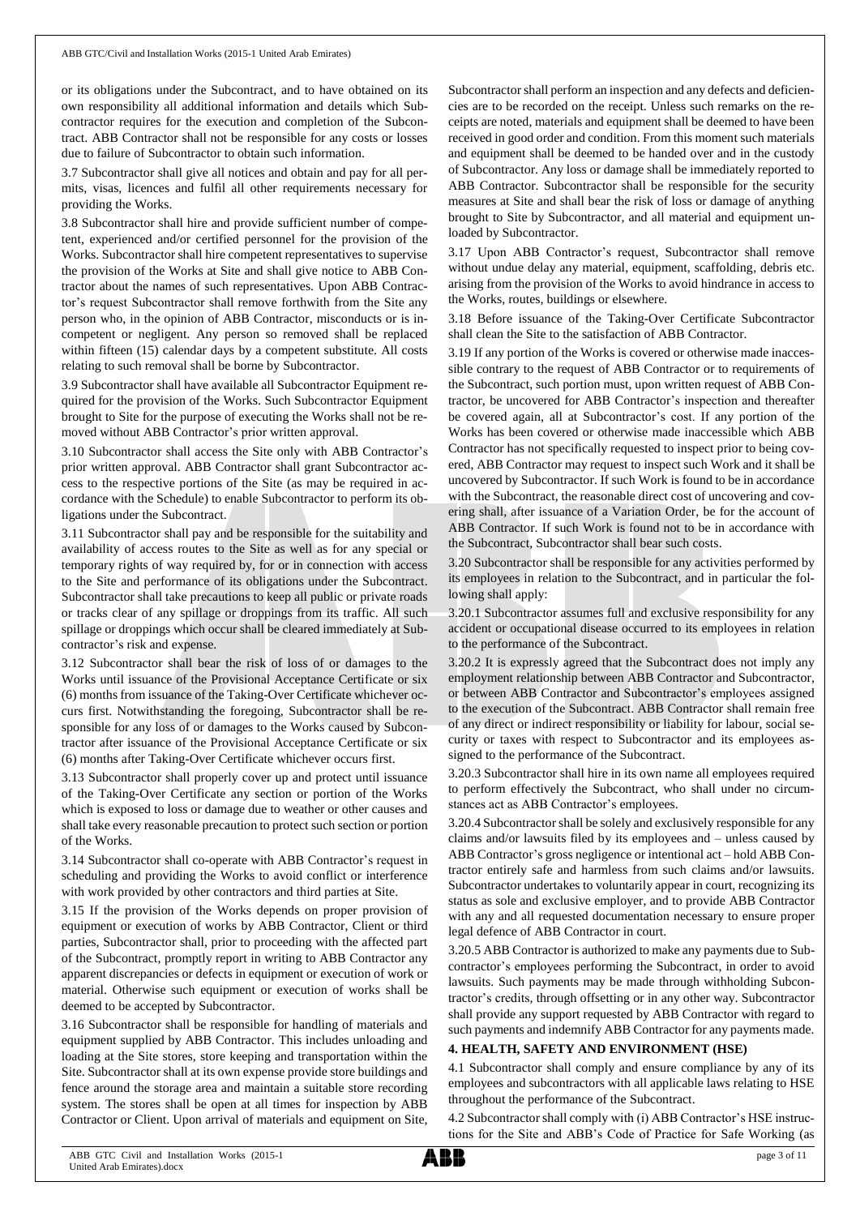or its obligations under the Subcontract, and to have obtained on its own responsibility all additional information and details which Subcontractor requires for the execution and completion of the Subcontract. ABB Contractor shall not be responsible for any costs or losses due to failure of Subcontractor to obtain such information.

3.7 Subcontractor shall give all notices and obtain and pay for all permits, visas, licences and fulfil all other requirements necessary for providing the Works.

3.8 Subcontractor shall hire and provide sufficient number of competent, experienced and/or certified personnel for the provision of the Works. Subcontractor shall hire competent representatives to supervise the provision of the Works at Site and shall give notice to ABB Contractor about the names of such representatives. Upon ABB Contractor's request Subcontractor shall remove forthwith from the Site any person who, in the opinion of ABB Contractor, misconducts or is incompetent or negligent. Any person so removed shall be replaced within fifteen (15) calendar days by a competent substitute. All costs relating to such removal shall be borne by Subcontractor.

3.9 Subcontractor shall have available all Subcontractor Equipment required for the provision of the Works. Such Subcontractor Equipment brought to Site for the purpose of executing the Works shall not be removed without ABB Contractor's prior written approval.

3.10 Subcontractor shall access the Site only with ABB Contractor's prior written approval. ABB Contractor shall grant Subcontractor access to the respective portions of the Site (as may be required in accordance with the Schedule) to enable Subcontractor to perform its obligations under the Subcontract.

3.11 Subcontractor shall pay and be responsible for the suitability and availability of access routes to the Site as well as for any special or temporary rights of way required by, for or in connection with access to the Site and performance of its obligations under the Subcontract. Subcontractor shall take precautions to keep all public or private roads or tracks clear of any spillage or droppings from its traffic. All such spillage or droppings which occur shall be cleared immediately at Subcontractor's risk and expense.

3.12 Subcontractor shall bear the risk of loss of or damages to the Works until issuance of the Provisional Acceptance Certificate or six (6) months from issuance of the Taking-Over Certificate whichever occurs first. Notwithstanding the foregoing, Subcontractor shall be responsible for any loss of or damages to the Works caused by Subcontractor after issuance of the Provisional Acceptance Certificate or six (6) months after Taking-Over Certificate whichever occurs first.

3.13 Subcontractor shall properly cover up and protect until issuance of the Taking-Over Certificate any section or portion of the Works which is exposed to loss or damage due to weather or other causes and shall take every reasonable precaution to protect such section or portion of the Works.

3.14 Subcontractor shall co-operate with ABB Contractor's request in scheduling and providing the Works to avoid conflict or interference with work provided by other contractors and third parties at Site.

3.15 If the provision of the Works depends on proper provision of equipment or execution of works by ABB Contractor, Client or third parties, Subcontractor shall, prior to proceeding with the affected part of the Subcontract, promptly report in writing to ABB Contractor any apparent discrepancies or defects in equipment or execution of work or material. Otherwise such equipment or execution of works shall be deemed to be accepted by Subcontractor.

3.16 Subcontractor shall be responsible for handling of materials and equipment supplied by ABB Contractor. This includes unloading and loading at the Site stores, store keeping and transportation within the Site. Subcontractor shall at its own expense provide store buildings and fence around the storage area and maintain a suitable store recording system. The stores shall be open at all times for inspection by ABB Contractor or Client. Upon arrival of materials and equipment on Site, Subcontractor shall perform an inspection and any defects and deficiencies are to be recorded on the receipt. Unless such remarks on the receipts are noted, materials and equipment shall be deemed to have been received in good order and condition. From this moment such materials and equipment shall be deemed to be handed over and in the custody of Subcontractor. Any loss or damage shall be immediately reported to ABB Contractor. Subcontractor shall be responsible for the security measures at Site and shall bear the risk of loss or damage of anything brought to Site by Subcontractor, and all material and equipment unloaded by Subcontractor.

3.17 Upon ABB Contractor's request, Subcontractor shall remove without undue delay any material, equipment, scaffolding, debris etc. arising from the provision of the Works to avoid hindrance in access to the Works, routes, buildings or elsewhere.

3.18 Before issuance of the Taking-Over Certificate Subcontractor shall clean the Site to the satisfaction of ABB Contractor.

3.19 If any portion of the Works is covered or otherwise made inaccessible contrary to the request of ABB Contractor or to requirements of the Subcontract, such portion must, upon written request of ABB Contractor, be uncovered for ABB Contractor's inspection and thereafter be covered again, all at Subcontractor's cost. If any portion of the Works has been covered or otherwise made inaccessible which ABB Contractor has not specifically requested to inspect prior to being covered, ABB Contractor may request to inspect such Work and it shall be uncovered by Subcontractor. If such Work is found to be in accordance with the Subcontract, the reasonable direct cost of uncovering and covering shall, after issuance of a Variation Order, be for the account of ABB Contractor. If such Work is found not to be in accordance with the Subcontract, Subcontractor shall bear such costs.

3.20 Subcontractor shall be responsible for any activities performed by its employees in relation to the Subcontract, and in particular the following shall apply:

3.20.1 Subcontractor assumes full and exclusive responsibility for any accident or occupational disease occurred to its employees in relation to the performance of the Subcontract.

3.20.2 It is expressly agreed that the Subcontract does not imply any employment relationship between ABB Contractor and Subcontractor, or between ABB Contractor and Subcontractor's employees assigned to the execution of the Subcontract. ABB Contractor shall remain free of any direct or indirect responsibility or liability for labour, social security or taxes with respect to Subcontractor and its employees assigned to the performance of the Subcontract.

3.20.3 Subcontractor shall hire in its own name all employees required to perform effectively the Subcontract, who shall under no circumstances act as ABB Contractor's employees.

3.20.4 Subcontractor shall be solely and exclusively responsible for any claims and/or lawsuits filed by its employees and – unless caused by ABB Contractor's gross negligence or intentional act – hold ABB Contractor entirely safe and harmless from such claims and/or lawsuits. Subcontractor undertakes to voluntarily appear in court, recognizing its status as sole and exclusive employer, and to provide ABB Contractor with any and all requested documentation necessary to ensure proper legal defence of ABB Contractor in court.

3.20.5 ABB Contractor is authorized to make any payments due to Subcontractor's employees performing the Subcontract, in order to avoid lawsuits. Such payments may be made through withholding Subcontractor's credits, through offsetting or in any other way. Subcontractor shall provide any support requested by ABB Contractor with regard to such payments and indemnify ABB Contractor for any payments made.

## 4. HEALTH, SAFETY AND ENVIRONMENT (HSE)

4.1 Subcontractor shall comply and ensure compliance by any of its employees and subcontractors with all applicable laws relating to HSE throughout the performance of the Subcontract.

4.2 Subcontractor shall comply with (i) ABB Contractor's HSE instructions for the Site and ABB's Code of Practice for Safe Working (as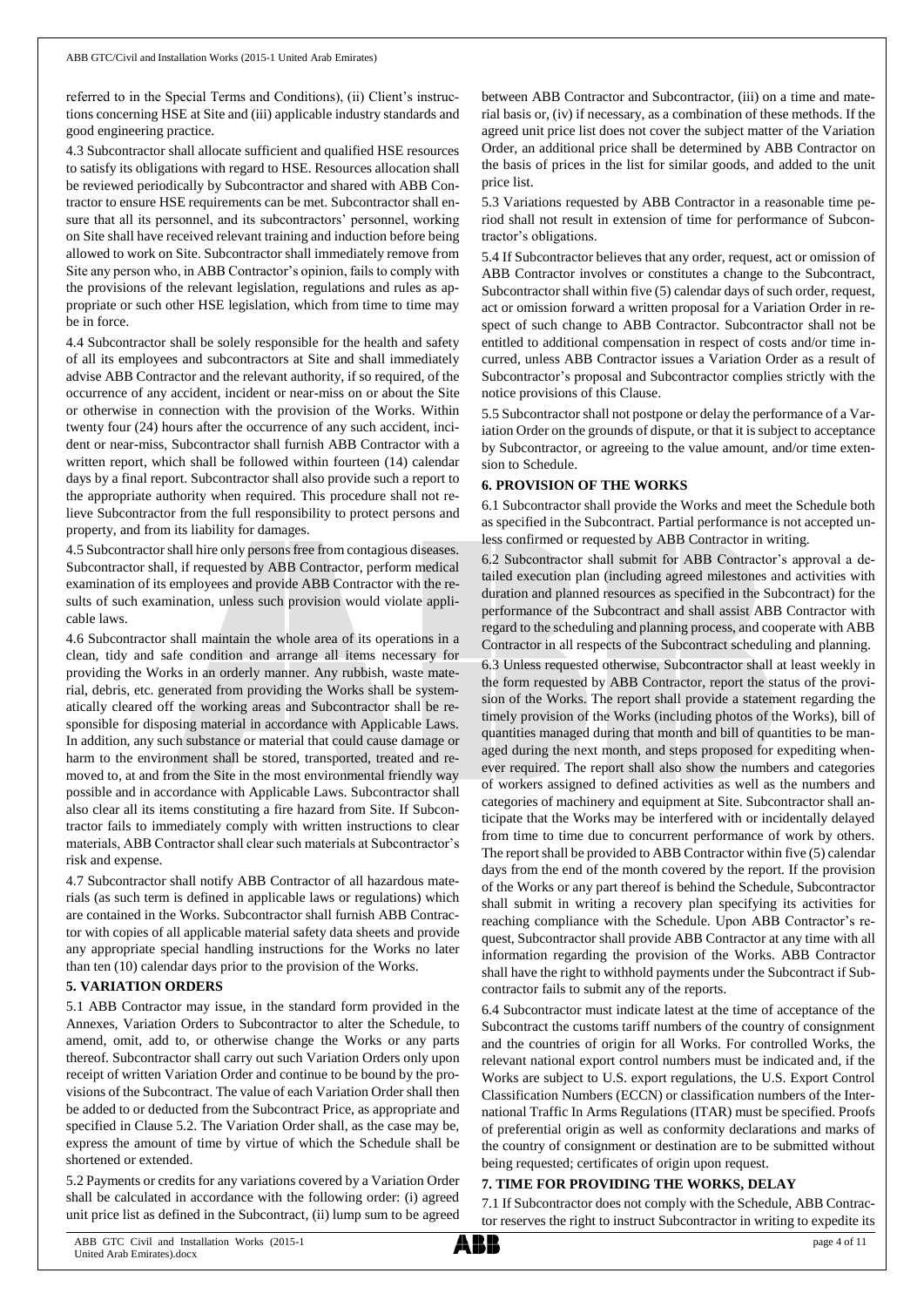referred to in the Special Terms and Conditions), (ii) Client's instructions concerning HSE at Site and (iii) applicable industry standards and good engineering practice.

4.3 Subcontractor shall allocate sufficient and qualified HSE resources to satisfy its obligations with regard to HSE. Resources allocation shall be reviewed periodically by Subcontractor and shared with ABB Contractor to ensure HSE requirements can be met. Subcontractor shall ensure that all its personnel, and its subcontractors' personnel, working on Site shall have received relevant training and induction before being allowed to work on Site. Subcontractor shall immediately remove from Site any person who, in ABB Contractor's opinion, fails to comply with the provisions of the relevant legislation, regulations and rules as appropriate or such other HSE legislation, which from time to time may be in force.

4.4 Subcontractor shall be solely responsible for the health and safety of all its employees and subcontractors at Site and shall immediately advise ABB Contractor and the relevant authority, if so required, of the occurrence of any accident, incident or near-miss on or about the Site or otherwise in connection with the provision of the Works. Within twenty four (24) hours after the occurrence of any such accident, incident or near-miss, Subcontractor shall furnish ABB Contractor with a written report, which shall be followed within fourteen (14) calendar days by a final report. Subcontractor shall also provide such a report to the appropriate authority when required. This procedure shall not relieve Subcontractor from the full responsibility to protect persons and property, and from its liability for damages.

4.5 Subcontractor shall hire only persons free from contagious diseases. Subcontractor shall, if requested by ABB Contractor, perform medical examination of its employees and provide ABB Contractor with the results of such examination, unless such provision would violate applicable laws.

4.6 Subcontractor shall maintain the whole area of its operations in a clean, tidy and safe condition and arrange all items necessary for providing the Works in an orderly manner. Any rubbish, waste material, debris, etc. generated from providing the Works shall be systematically cleared off the working areas and Subcontractor shall be responsible for disposing material in accordance with Applicable Laws. In addition, any such substance or material that could cause damage or harm to the environment shall be stored, transported, treated and removed to, at and from the Site in the most environmental friendly way possible and in accordance with Applicable Laws. Subcontractor shall also clear all its items constituting a fire hazard from Site. If Subcontractor fails to immediately comply with written instructions to clear materials, ABB Contractor shall clear such materials at Subcontractor's risk and expense.

4.7 Subcontractor shall notify ABB Contractor of all hazardous materials (as such term is defined in applicable laws or regulations) which are contained in the Works. Subcontractor shall furnish ABB Contractor with copies of all applicable material safety data sheets and provide any appropriate special handling instructions for the Works no later than ten (10) calendar days prior to the provision of the Works.

## 5. VARIATION ORDERS

5.1 ABB Contractor may issue, in the standard form provided in the Annexes, Variation Orders to Subcontractor to alter the Schedule, to amend, omit, add to, or otherwise change the Works or any parts thereof. Subcontractor shall carry out such Variation Orders only upon receipt of written Variation Order and continue to be bound by the provisions of the Subcontract. The value of each Variation Order shall then be added to or deducted from the Subcontract Price, as appropriate and specified in Clause 5.2. The Variation Order shall, as the case may be, express the amount of time by virtue of which the Schedule shall be shortened or extended.

5.2 Payments or credits for any variations covered by a Variation Order shall be calculated in accordance with the following order: (i) agreed unit price list as defined in the Subcontract, (ii) lump sum to be agreed between ABB Contractor and Subcontractor, (iii) on a time and material basis or, (iv) if necessary, as a combination of these methods. If the agreed unit price list does not cover the subject matter of the Variation Order, an additional price shall be determined by ABB Contractor on the basis of prices in the list for similar goods, and added to the unit price list.

5.3 Variations requested by ABB Contractor in a reasonable time period shall not result in extension of time for performance of Subcontractor's obligations.

5.4 If Subcontractor believes that any order, request, act or omission of ABB Contractor involves or constitutes a change to the Subcontract, Subcontractor shall within five (5) calendar days of such order, request, act or omission forward a written proposal for a Variation Order in respect of such change to ABB Contractor. Subcontractor shall not be entitled to additional compensation in respect of costs and/or time incurred, unless ABB Contractor issues a Variation Order as a result of Subcontractor's proposal and Subcontractor complies strictly with the notice provisions of this Clause.

5.5 Subcontractor shall not postpone or delay the performance of a Variation Order on the grounds of dispute, or that it is subject to acceptance by Subcontractor, or agreeing to the value amount, and/or time extension to Schedule.

## 6. PROVISION OF THE WORKS

6.1 Subcontractor shall provide the Works and meet the Schedule both as specified in the Subcontract. Partial performance is not accepted unless confirmed or requested by ABB Contractor in writing.

6.2 Subcontractor shall submit for ABB Contractor's approval a detailed execution plan (including agreed milestones and activities with duration and planned resources as specified in the Subcontract) for the performance of the Subcontract and shall assist ABB Contractor with regard to the scheduling and planning process, and cooperate with ABB Contractor in all respects of the Subcontract scheduling and planning.

6.3 Unless requested otherwise, Subcontractor shall at least weekly in the form requested by ABB Contractor, report the status of the provision of the Works. The report shall provide a statement regarding the timely provision of the Works (including photos of the Works), bill of quantities managed during that month and bill of quantities to be managed during the next month, and steps proposed for expediting whenever required. The report shall also show the numbers and categories of workers assigned to defined activities as well as the numbers and categories of machinery and equipment at Site. Subcontractor shall anticipate that the Works may be interfered with or incidentally delayed from time to time due to concurrent performance of work by others. The report shall be provided to ABB Contractor within five (5) calendar days from the end of the month covered by the report. If the provision of the Works or any part thereof is behind the Schedule, Subcontractor shall submit in writing a recovery plan specifying its activities for reaching compliance with the Schedule. Upon ABB Contractor's request, Subcontractor shall provide ABB Contractor at any time with all information regarding the provision of the Works. ABB Contractor shall have the right to withhold payments under the Subcontract if Subcontractor fails to submit any of the reports.

6.4 Subcontractor must indicate latest at the time of acceptance of the Subcontract the customs tariff numbers of the country of consignment and the countries of origin for all Works. For controlled Works, the relevant national export control numbers must be indicated and, if the Works are subject to U.S. export regulations, the U.S. Export Control Classification Numbers (ECCN) or classification numbers of the International Traffic In Arms Regulations (ITAR) must be specified. Proofs of preferential origin as well as conformity declarations and marks of the country of consignment or destination are to be submitted without being requested; certificates of origin upon request.

## 7. TIME FOR PROVIDING THE WORKS, DELAY

7.1 If Subcontractor does not comply with the Schedule, ABB Contractor reserves the right to instruct Subcontractor in writing to expedite its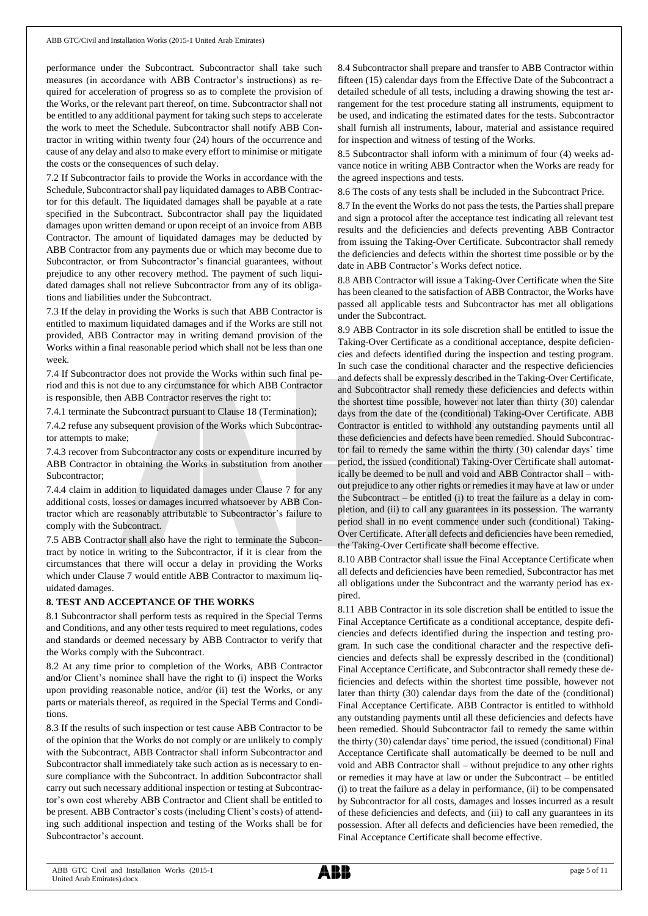performance under the Subcontract. Subcontractor shall take such measures (in accordance with ABB Contractor's instructions) as required for acceleration of progress so as to complete the provision of the Works, or the relevant part thereof, on time. Subcontractor shall not be entitled to any additional payment for taking such steps to accelerate the work to meet the Schedule. Subcontractor shall notify ABB Contractor in writing within twenty four (24) hours of the occurrence and cause of any delay and also to make every effort to minimise or mitigate the costs or the consequences of such delay.

7.2 If Subcontractor fails to provide the Works in accordance with the Schedule, Subcontractor shall pay liquidated damages to ABB Contractor for this default. The liquidated damages shall be payable at a rate specified in the Subcontract. Subcontractor shall pay the liquidated damages upon written demand or upon receipt of an invoice from ABB Contractor. The amount of liquidated damages may be deducted by ABB Contractor from any payments due or which may become due to Subcontractor, or from Subcontractor's financial guarantees, without prejudice to any other recovery method. The payment of such liquidated damages shall not relieve Subcontractor from any of its obligations and liabilities under the Subcontract.

7.3 If the delay in providing the Works is such that ABB Contractor is entitled to maximum liquidated damages and if the Works are still not provided, ABB Contractor may in writing demand provision of the Works within a final reasonable period which shall not be less than one week.

7.4 If Subcontractor does not provide the Works within such final period and this is not due to any circumstance for which ABB Contractor is responsible, then ABB Contractor reserves the right to:

7.4.1 terminate the Subcontract pursuant to Clause 18 (Termination);

7.4.2 refuse any subsequent provision of the Works which Subcontractor attempts to make;

7.4.3 recover from Subcontractor any costs or expenditure incurred by ABB Contractor in obtaining the Works in substitution from another Subcontractor;

7.4.4 claim in addition to liquidated damages under Clause 7 for any additional costs, losses or damages incurred whatsoever by ABB Contractor which are reasonably attributable to Subcontractor's failure to comply with the Subcontract.

7.5 ABB Contractor shall also have the right to terminate the Subcontract by notice in writing to the Subcontractor, if it is clear from the circumstances that there will occur a delay in providing the Works which under Clause 7 would entitle ABB Contractor to maximum liquidated damages.

## 8. TEST AND ACCEPTANCE OF THE WORKS

8.1 Subcontractor shall perform tests as required in the Special Terms and Conditions, and any other tests required to meet regulations, codes and standards or deemed necessary by ABB Contractor to verify that the Works comply with the Subcontract.

8.2 At any time prior to completion of the Works, ABB Contractor and/or Client's nominee shall have the right to (i) inspect the Works upon providing reasonable notice, and/or (ii) test the Works, or any parts or materials thereof, as required in the Special Terms and Conditions.

8.3 If the results of such inspection or test cause ABB Contractor to be of the opinion that the Works do not comply or are unlikely to comply with the Subcontract, ABB Contractor shall inform Subcontractor and Subcontractor shall immediately take such action as is necessary to ensure compliance with the Subcontract. In addition Subcontractor shall carry out such necessary additional inspection or testing at Subcontractor's own cost whereby ABB Contractor and Client shall be entitled to be present. ABB Contractor's costs (including Client's costs) of attending such additional inspection and testing of the Works shall be for Subcontractor's account.

8.4 Subcontractor shall prepare and transfer to ABB Contractor within fifteen (15) calendar days from the Effective Date of the Subcontract a detailed schedule of all tests, including a drawing showing the test arrangement for the test procedure stating all instruments, equipment to be used, and indicating the estimated dates for the tests. Subcontractor shall furnish all instruments, labour, material and assistance required for inspection and witness of testing of the Works.

8.5 Subcontractor shall inform with a minimum of four (4) weeks advance notice in writing ABB Contractor when the Works are ready for the agreed inspections and tests.

8.6 The costs of any tests shall be included in the Subcontract Price.

8.7 In the event the Works do not pass the tests, the Parties shall prepare and sign a protocol after the acceptance test indicating all relevant test results and the deficiencies and defects preventing ABB Contractor from issuing the Taking-Over Certificate. Subcontractor shall remedy the deficiencies and defects within the shortest time possible or by the date in ABB Contractor's Works defect notice.

8.8 ABB Contractor will issue a Taking-Over Certificate when the Site has been cleaned to the satisfaction of ABB Contractor, the Works have passed all applicable tests and Subcontractor has met all obligations under the Subcontract.

8.9 ABB Contractor in its sole discretion shall be entitled to issue the Taking-Over Certificate as a conditional acceptance, despite deficiencies and defects identified during the inspection and testing program. In such case the conditional character and the respective deficiencies and defects shall be expressly described in the Taking-Over Certificate, and Subcontractor shall remedy these deficiencies and defects within the shortest time possible, however not later than thirty (30) calendar days from the date of the (conditional) Taking-Over Certificate. ABB Contractor is entitled to withhold any outstanding payments until all these deficiencies and defects have been remedied. Should Subcontractor fail to remedy the same within the thirty (30) calendar days' time period, the issued (conditional) Taking-Over Certificate shall automatically be deemed to be null and void and ABB Contractor shall – without prejudice to any other rights or remedies it may have at law or under the Subcontract – be entitled (i) to treat the failure as a delay in completion, and (ii) to call any guarantees in its possession. The warranty period shall in no event commence under such (conditional) Taking-Over Certificate. After all defects and deficiencies have been remedied, the Taking-Over Certificate shall become effective.

8.10 ABB Contractor shall issue the Final Acceptance Certificate when all defects and deficiencies have been remedied, Subcontractor has met all obligations under the Subcontract and the warranty period has expired.

8.11 ABB Contractor in its sole discretion shall be entitled to issue the Final Acceptance Certificate as a conditional acceptance, despite deficiencies and defects identified during the inspection and testing program. In such case the conditional character and the respective deficiencies and defects shall be expressly described in the (conditional) Final Acceptance Certificate, and Subcontractor shall remedy these deficiencies and defects within the shortest time possible, however not later than thirty (30) calendar days from the date of the (conditional) Final Acceptance Certificate. ABB Contractor is entitled to withhold any outstanding payments until all these deficiencies and defects have been remedied. Should Subcontractor fail to remedy the same within the thirty (30) calendar days' time period, the issued (conditional) Final Acceptance Certificate shall automatically be deemed to be null and void and ABB Contractor shall – without prejudice to any other rights or remedies it may have at law or under the Subcontract – be entitled (i) to treat the failure as a delay in performance, (ii) to be compensated by Subcontractor for all costs, damages and losses incurred as a result of these deficiencies and defects, and (iii) to call any guarantees in its possession. After all defects and deficiencies have been remedied, the Final Acceptance Certificate shall become effective.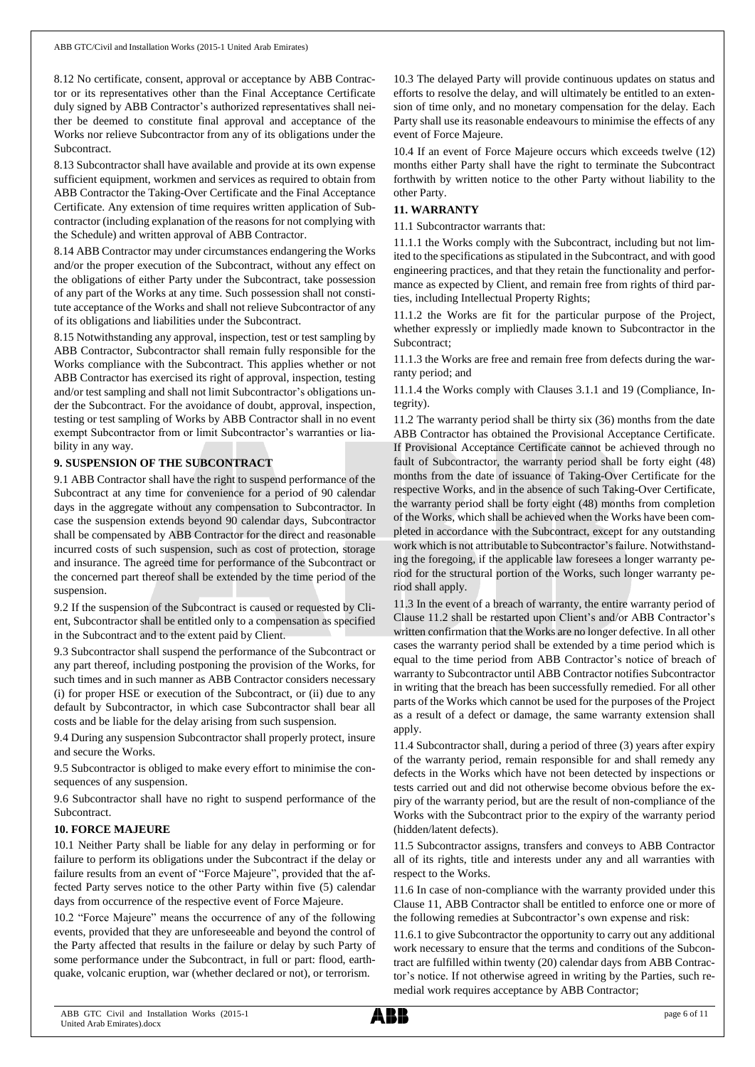8.12 No certificate, consent, approval or acceptance by ABB Contractor or its representatives other than the Final Acceptance Certificate duly signed by ABB Contractor's authorized representatives shall neither be deemed to constitute final approval and acceptance of the Works nor relieve Subcontractor from any of its obligations under the Subcontract.

8.13 Subcontractor shall have available and provide at its own expense sufficient equipment, workmen and services as required to obtain from ABB Contractor the Taking-Over Certificate and the Final Acceptance Certificate. Any extension of time requires written application of Subcontractor (including explanation of the reasons for not complying with the Schedule) and written approval of ABB Contractor.

8.14 ABB Contractor may under circumstances endangering the Works and/or the proper execution of the Subcontract, without any effect on the obligations of either Party under the Subcontract, take possession of any part of the Works at any time. Such possession shall not constitute acceptance of the Works and shall not relieve Subcontractor of any of its obligations and liabilities under the Subcontract.

8.15 Notwithstanding any approval, inspection, test or test sampling by ABB Contractor, Subcontractor shall remain fully responsible for the Works compliance with the Subcontract. This applies whether or not ABB Contractor has exercised its right of approval, inspection, testing and/or test sampling and shall not limit Subcontractor's obligations under the Subcontract. For the avoidance of doubt, approval, inspection, testing or test sampling of Works by ABB Contractor shall in no event exempt Subcontractor from or limit Subcontractor's warranties or liability in any way.

**9. SUSPENSION OF THE SUBCONTRACT**

9.1 ABB Contractor shall have the right to suspend performance of the Subcontract at any time for convenience for a period of 90 calendar days in the aggregate without any compensation to Subcontractor. In case the suspension extends beyond 90 calendar days, Subcontractor shall be compensated by ABB Contractor for the direct and reasonable incurred costs of such suspension, such as cost of protection, storage and insurance. The agreed time for performance of the Subcontract or the concerned part thereof shall be extended by the time period of the suspension.

9.2 If the suspension of the Subcontract is caused or requested by Client, Subcontractor shall be entitled only to a compensation as specified in the Subcontract and to the extent paid by Client.

9.3 Subcontractor shall suspend the performance of the Subcontract or any part thereof, including postponing the provision of the Works, for such times and in such manner as ABB Contractor considers necessary (i) for proper HSE or execution of the Subcontract, or (ii) due to any default by Subcontractor, in which case Subcontractor shall bear all costs and be liable for the delay arising from such suspension.

9.4 During any suspension Subcontractor shall properly protect, insure and secure the Works.

9.5 Subcontractor is obliged to make every effort to minimise the consequences of any suspension.

9.6 Subcontractor shall have no right to suspend performance of the Subcontract.

**10. FORCE MAJEURE**

10.1 Neither Party shall be liable for any delay in performing or for failure to perform its obligations under the Subcontract if the delay or failure results from an event of "Force Majeure", provided that the affected Party serves notice to the other Party within five (5) calendar days from occurrence of the respective event of Force Majeure.

10.2 "Force Majeure" means the occurrence of any of the following events, provided that they are unforeseeable and beyond the control of the Party affected that results in the failure or delay by such Party of some performance under the Subcontract, in full or part: flood, earthquake, volcanic eruption, war (whether declared or not), or terrorism.

10.3 The delayed Party will provide continuous updates on status and efforts to resolve the delay, and will ultimately be entitled to an extension of time only, and no monetary compensation for the delay. Each Party shall use its reasonable endeavours to minimise the effects of any event of Force Majeure.

10.4 If an event of Force Majeure occurs which exceeds twelve (12) months either Party shall have the right to terminate the Subcontract forthwith by written notice to the other Party without liability to the other Party.

**11. WARRANTY**

11.1 Subcontractor warrants that:

11.1.1 the Works comply with the Subcontract, including but not limited to the specifications as stipulated in the Subcontract, and with good engineering practices, and that they retain the functionality and performance as expected by Client, and remain free from rights of third parties, including Intellectual Property Rights;

11.1.2 the Works are fit for the particular purpose of the Project, whether expressly or impliedly made known to Subcontractor in the Subcontract;

11.1.3 the Works are free and remain free from defects during the warranty period; and

11.1.4 the Works comply with Clauses 3.1.1 and 19 (Compliance, Integrity).

11.2 The warranty period shall be thirty six (36) months from the date ABB Contractor has obtained the Provisional Acceptance Certificate. If Provisional Acceptance Certificate cannot be achieved through no fault of Subcontractor, the warranty period shall be forty eight (48) months from the date of issuance of Taking-Over Certificate for the respective Works, and in the absence of such Taking-Over Certificate, the warranty period shall be forty eight (48) months from completion of the Works, which shall be achieved when the Works have been completed in accordance with the Subcontract, except for any outstanding work which is not attributable to Subcontractor's failure. Notwithstanding the foregoing, if the applicable law foresees a longer warranty period for the structural portion of the Works, such longer warranty period shall apply.

11.3 In the event of a breach of warranty, the entire warranty period of Clause 11.2 shall be restarted upon Client's and/or ABB Contractor's written confirmation that the Works are no longer defective. In all other cases the warranty period shall be extended by a time period which is equal to the time period from ABB Contractor's notice of breach of warranty to Subcontractor until ABB Contractor notifies Subcontractor in writing that the breach has been successfully remedied. For all other parts of the Works which cannot be used for the purposes of the Project as a result of a defect or damage, the same warranty extension shall apply.

11.4 Subcontractor shall, during a period of three (3) years after expiry of the warranty period, remain responsible for and shall remedy any defects in the Works which have not been detected by inspections or tests carried out and did not otherwise become obvious before the expiry of the warranty period, but are the result of non-compliance of the Works with the Subcontract prior to the expiry of the warranty period (hidden/latent defects).

11.5 Subcontractor assigns, transfers and conveys to ABB Contractor all of its rights, title and interests under any and all warranties with respect to the Works.

11.6 In case of non-compliance with the warranty provided under this Clause 11, ABB Contractor shall be entitled to enforce one or more of the following remedies at Subcontractor's own expense and risk:

11.6.1 to give Subcontractor the opportunity to carry out any additional work necessary to ensure that the terms and conditions of the Subcontract are fulfilled within twenty (20) calendar days from ABB Contractor's notice. If not otherwise agreed in writing by the Parties, such remedial work requires acceptance by ABB Contractor;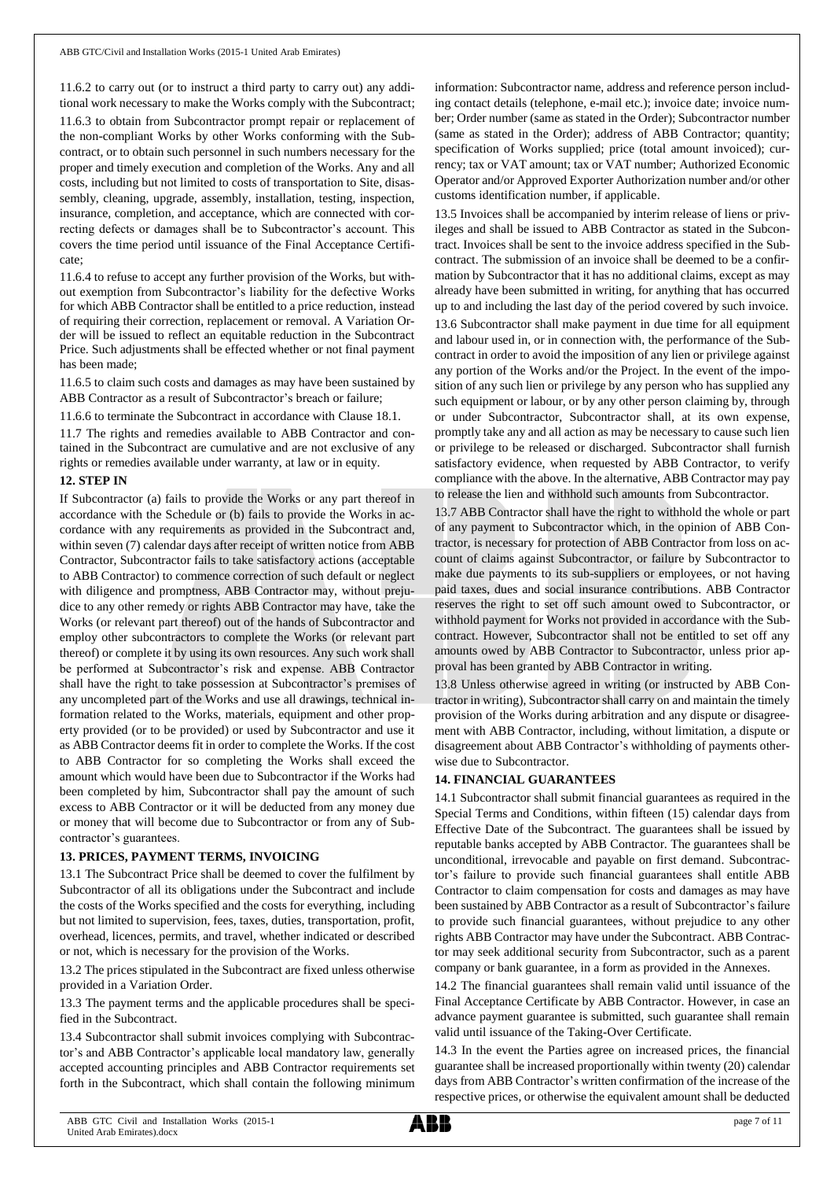11.6.2 to carry out (or to instruct a third party to carry out) any additional work necessary to make the Works comply with the Subcontract;

11.6.3 to obtain from Subcontractor prompt repair or replacement of the non-compliant Works by other Works conforming with the Subcontract, or to obtain such personnel in such numbers necessary for the proper and timely execution and completion of the Works. Any and all costs, including but not limited to costs of transportation to Site, disassembly, cleaning, upgrade, assembly, installation, testing, inspection, insurance, completion, and acceptance, which are connected with correcting defects or damages shall be to Subcontractor's account. This covers the time period until issuance of the Final Acceptance Certificate;

11.6.4 to refuse to accept any further provision of the Works, but without exemption from Subcontractor's liability for the defective Works for which ABB Contractor shall be entitled to a price reduction, instead of requiring their correction, replacement or removal. A Variation Order will be issued to reflect an equitable reduction in the Subcontract Price. Such adjustments shall be effected whether or not final payment has been made;

11.6.5 to claim such costs and damages as may have been sustained by ABB Contractor as a result of Subcontractor's breach or failure;

11.6.6 to terminate the Subcontract in accordance with Clause 18.1.

11.7 The rights and remedies available to ABB Contractor and contained in the Subcontract are cumulative and are not exclusive of any rights or remedies available under warranty, at law or in equity.

## 12. STEP IN

If Subcontractor (a) fails to provide the Works or any part thereof in accordance with the Schedule or (b) fails to provide the Works in accordance with any requirements as provided in the Subcontract and, within seven (7) calendar days after receipt of written notice from ABB Contractor, Subcontractor fails to take satisfactory actions (acceptable to ABB Contractor) to commence correction of such default or neglect with diligence and promptness, ABB Contractor may, without prejudice to any other remedy or rights ABB Contractor may have, take the Works (or relevant part thereof) out of the hands of Subcontractor and employ other subcontractors to complete the Works (or relevant part thereof) or complete it by using its own resources. Any such work shall be performed at Subcontractor's risk and expense. ABB Contractor shall have the right to take possession at Subcontractor's premises of any uncompleted part of the Works and use all drawings, technical information related to the Works, materials, equipment and other property provided (or to be provided) or used by Subcontractor and use it as ABB Contractor deems fit in order to complete the Works. If the cost to ABB Contractor for so completing the Works shall exceed the amount which would have been due to Subcontractor if the Works had been completed by him, Subcontractor shall pay the amount of such excess to ABB Contractor or it will be deducted from any money due or money that will become due to Subcontractor or from any of Subcontractor's guarantees.

## 13. PRICES, PAYMENT TERMS, INVOICING

13.1 The Subcontract Price shall be deemed to cover the fulfilment by Subcontractor of all its obligations under the Subcontract and include the costs of the Works specified and the costs for everything, including but not limited to supervision, fees, taxes, duties, transportation, profit, overhead, licences, permits, and travel, whether indicated or described or not, which is necessary for the provision of the Works.

13.2 The prices stipulated in the Subcontract are fixed unless otherwise provided in a Variation Order.

13.3 The payment terms and the applicable procedures shall be specified in the Subcontract.

13.4 Subcontractor shall submit invoices complying with Subcontractor's and ABB Contractor's applicable local mandatory law, generally accepted accounting principles and ABB Contractor requirements set forth in the Subcontract, which shall contain the following minimum information: Subcontractor name, address and reference person including contact details (telephone, e-mail etc.); invoice date; invoice number; Order number (same as stated in the Order); Subcontractor number (same as stated in the Order); address of ABB Contractor; quantity; specification of Works supplied; price (total amount invoiced); currency; tax or VAT amount; tax or VAT number; Authorized Economic Operator and/or Approved Exporter Authorization number and/or other customs identification number, if applicable.

13.5 Invoices shall be accompanied by interim release of liens or privileges and shall be issued to ABB Contractor as stated in the Subcontract. Invoices shall be sent to the invoice address specified in the Subcontract. The submission of an invoice shall be deemed to be a confirmation by Subcontractor that it has no additional claims, except as may already have been submitted in writing, for anything that has occurred up to and including the last day of the period covered by such invoice.

13.6 Subcontractor shall make payment in due time for all equipment and labour used in, or in connection with, the performance of the Subcontract in order to avoid the imposition of any lien or privilege against any portion of the Works and/or the Project. In the event of the imposition of any such lien or privilege by any person who has supplied any such equipment or labour, or by any other person claiming by, through or under Subcontractor, Subcontractor shall, at its own expense, promptly take any and all action as may be necessary to cause such lien or privilege to be released or discharged. Subcontractor shall furnish satisfactory evidence, when requested by ABB Contractor, to verify compliance with the above. In the alternative, ABB Contractor may pay to release the lien and withhold such amounts from Subcontractor.

13.7 ABB Contractor shall have the right to withhold the whole or part of any payment to Subcontractor which, in the opinion of ABB Contractor, is necessary for protection of ABB Contractor from loss on account of claims against Subcontractor, or failure by Subcontractor to make due payments to its sub-suppliers or employees, or not having paid taxes, dues and social insurance contributions. ABB Contractor reserves the right to set off such amount owed to Subcontractor, or withhold payment for Works not provided in accordance with the Subcontract. However, Subcontractor shall not be entitled to set off any amounts owed by ABB Contractor to Subcontractor, unless prior approval has been granted by ABB Contractor in writing.

13.8 Unless otherwise agreed in writing (or instructed by ABB Contractor in writing), Subcontractor shall carry on and maintain the timely provision of the Works during arbitration and any dispute or disagreement with ABB Contractor, including, without limitation, a dispute or disagreement about ABB Contractor's withholding of payments otherwise due to Subcontractor.

## 14. FINANCIAL GUARANTEES

14.1 Subcontractor shall submit financial guarantees as required in the Special Terms and Conditions, within fifteen (15) calendar days from Effective Date of the Subcontract. The guarantees shall be issued by reputable banks accepted by ABB Contractor. The guarantees shall be unconditional, irrevocable and payable on first demand. Subcontractor's failure to provide such financial guarantees shall entitle ABB Contractor to claim compensation for costs and damages as may have been sustained by ABB Contractor as a result of Subcontractor's failure to provide such financial guarantees, without prejudice to any other rights ABB Contractor may have under the Subcontract. ABB Contractor may seek additional security from Subcontractor, such as a parent company or bank guarantee, in a form as provided in the Annexes.

14.2 The financial guarantees shall remain valid until issuance of the Final Acceptance Certificate by ABB Contractor. However, in case an advance payment guarantee is submitted, such guarantee shall remain valid until issuance of the Taking-Over Certificate.

14.3 In the event the Parties agree on increased prices, the financial guarantee shall be increased proportionally within twenty (20) calendar days from ABB Contractor's written confirmation of the increase of the respective prices, or otherwise the equivalent amount shall be deducted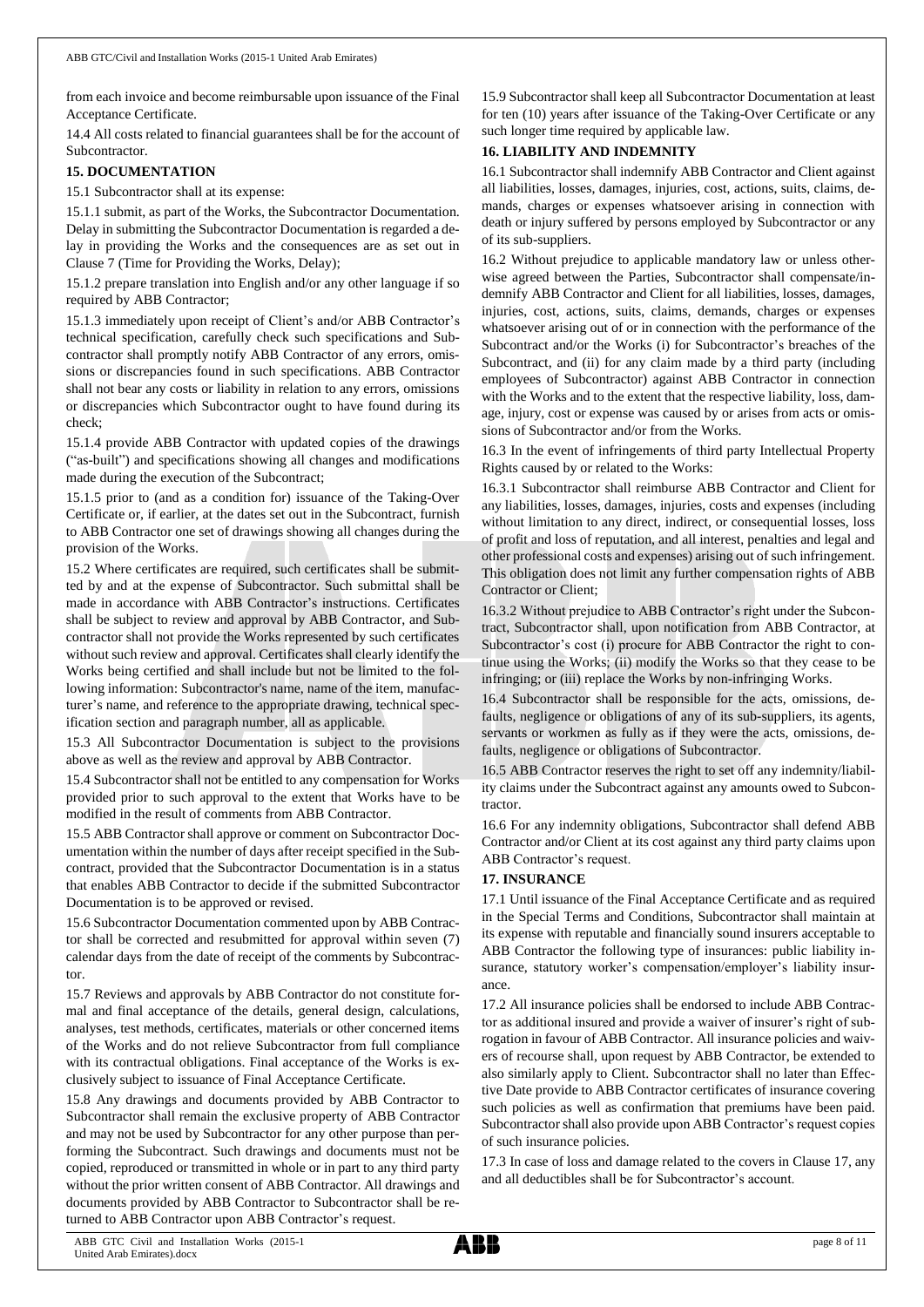from each invoice and become reimbursable upon issuance of the Final Acceptance Certificate.

14.4 All costs related to financial guarantees shall be for the account of Subcontractor.

## 15. DOCUMENTATION

15.1 Subcontractor shall at its expense:

15.1.1 submit, as part of the Works, the Subcontractor Documentation. Delay in submitting the Subcontractor Documentation is regarded a delay in providing the Works and the consequences are as set out in Clause 7 (Time for Providing the Works, Delay);

15.1.2 prepare translation into English and/or any other language if so required by ABB Contractor;

15.1.3 immediately upon receipt of Client's and/or ABB Contractor's technical specification, carefully check such specifications and Subcontractor shall promptly notify ABB Contractor of any errors, omissions or discrepancies found in such specifications. ABB Contractor shall not bear any costs or liability in relation to any errors, omissions or discrepancies which Subcontractor ought to have found during its check;

15.1.4 provide ABB Contractor with updated copies of the drawings ("as-built") and specifications showing all changes and modifications made during the execution of the Subcontract;

15.1.5 prior to (and as a condition for) issuance of the Taking-Over Certificate or, if earlier, at the dates set out in the Subcontract, furnish to ABB Contractor one set of drawings showing all changes during the provision of the Works.

15.2 Where certificates are required, such certificates shall be submitted by and at the expense of Subcontractor. Such submittal shall be made in accordance with ABB Contractor's instructions. Certificates shall be subject to review and approval by ABB Contractor, and Subcontractor shall not provide the Works represented by such certificates without such review and approval. Certificates shall clearly identify the Works being certified and shall include but not be limited to the following information: Subcontractor's name, name of the item, manufacturer's name, and reference to the appropriate drawing, technical specification section and paragraph number, all as applicable.

15.3 All Subcontractor Documentation is subject to the provisions above as well as the review and approval by ABB Contractor.

15.4 Subcontractor shall not be entitled to any compensation for Works provided prior to such approval to the extent that Works have to be modified in the result of comments from ABB Contractor.

15.5 ABB Contractor shall approve or comment on Subcontractor Documentation within the number of days after receipt specified in the Subcontract, provided that the Subcontractor Documentation is in a status that enables ABB Contractor to decide if the submitted Subcontractor Documentation is to be approved or revised.

15.6 Subcontractor Documentation commented upon by ABB Contractor shall be corrected and resubmitted for approval within seven (7) calendar days from the date of receipt of the comments by Subcontractor.

15.7 Reviews and approvals by ABB Contractor do not constitute formal and final acceptance of the details, general design, calculations, analyses, test methods, certificates, materials or other concerned items of the Works and do not relieve Subcontractor from full compliance with its contractual obligations. Final acceptance of the Works is exclusively subject to issuance of Final Acceptance Certificate.

15.8 Any drawings and documents provided by ABB Contractor to Subcontractor shall remain the exclusive property of ABB Contractor and may not be used by Subcontractor for any other purpose than performing the Subcontract. Such drawings and documents must not be copied, reproduced or transmitted in whole or in part to any third party without the prior written consent of ABB Contractor. All drawings and documents provided by ABB Contractor to Subcontractor shall be returned to ABB Contractor upon ABB Contractor's request.

15.9 Subcontractor shall keep all Subcontractor Documentation at least for ten (10) years after issuance of the Taking-Over Certificate or any such longer time required by applicable law.

## 16. LIABILITY AND INDEMNITY

16.1 Subcontractor shall indemnify ABB Contractor and Client against all liabilities, losses, damages, injuries, cost, actions, suits, claims, demands, charges or expenses whatsoever arising in connection with death or injury suffered by persons employed by Subcontractor or any of its sub-suppliers.

16.2 Without prejudice to applicable mandatory law or unless otherwise agreed between the Parties, Subcontractor shall compensate/indemnify ABB Contractor and Client for all liabilities, losses, damages, injuries, cost, actions, suits, claims, demands, charges or expenses whatsoever arising out of or in connection with the performance of the Subcontract and/or the Works (i) for Subcontractor's breaches of the Subcontract, and (ii) for any claim made by a third party (including employees of Subcontractor) against ABB Contractor in connection with the Works and to the extent that the respective liability, loss, damage, injury, cost or expense was caused by or arises from acts or omissions of Subcontractor and/or from the Works.

16.3 In the event of infringements of third party Intellectual Property Rights caused by or related to the Works:

16.3.1 Subcontractor shall reimburse ABB Contractor and Client for any liabilities, losses, damages, injuries, costs and expenses (including without limitation to any direct, indirect, or consequential losses, loss of profit and loss of reputation, and all interest, penalties and legal and other professional costs and expenses) arising out of such infringement. This obligation does not limit any further compensation rights of ABB Contractor or Client;

16.3.2 Without prejudice to ABB Contractor's right under the Subcontract, Subcontractor shall, upon notification from ABB Contractor, at Subcontractor's cost (i) procure for ABB Contractor the right to continue using the Works; (ii) modify the Works so that they cease to be infringing; or (iii) replace the Works by non-infringing Works.

16.4 Subcontractor shall be responsible for the acts, omissions, defaults, negligence or obligations of any of its sub-suppliers, its agents, servants or workmen as fully as if they were the acts, omissions, defaults, negligence or obligations of Subcontractor.

16.5 ABB Contractor reserves the right to set off any indemnity/liability claims under the Subcontract against any amounts owed to Subcontractor.

16.6 For any indemnity obligations, Subcontractor shall defend ABB Contractor and/or Client at its cost against any third party claims upon ABB Contractor's request.

## 17. INSURANCE

17.1 Until issuance of the Final Acceptance Certificate and as required in the Special Terms and Conditions, Subcontractor shall maintain at its expense with reputable and financially sound insurers acceptable to ABB Contractor the following type of insurances: public liability insurance, statutory worker's compensation/employer's liability insurance.

17.2 All insurance policies shall be endorsed to include ABB Contractor as additional insured and provide a waiver of insurer's right of subrogation in favour of ABB Contractor. All insurance policies and waivers of recourse shall, upon request by ABB Contractor, be extended to also similarly apply to Client. Subcontractor shall no later than Effective Date provide to ABB Contractor certificates of insurance covering such policies as well as confirmation that premiums have been paid. Subcontractor shall also provide upon ABB Contractor's request copies of such insurance policies.

17.3 In case of loss and damage related to the covers in Clause 17, any and all deductibles shall be for Subcontractor's account.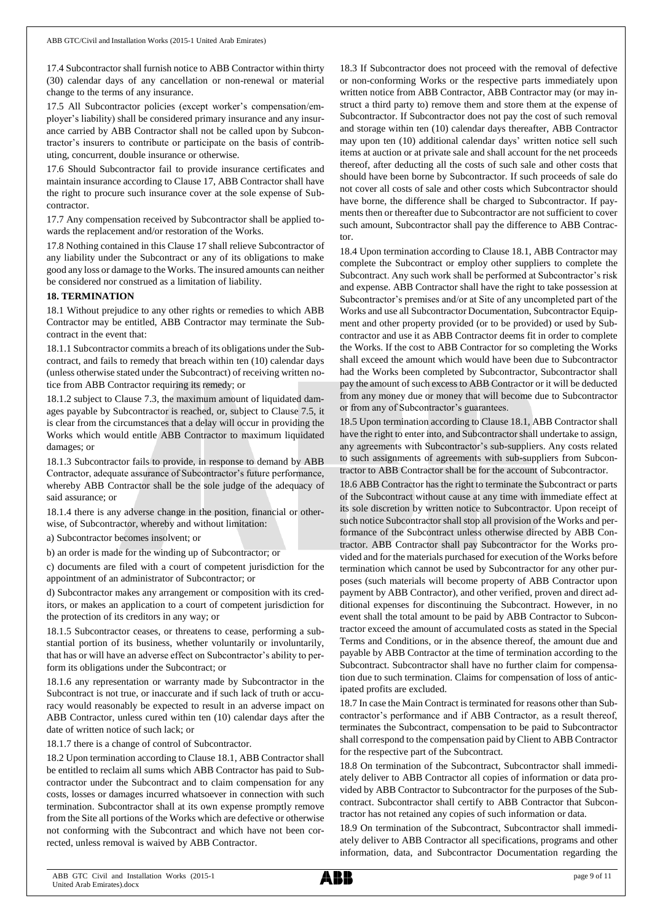17.4 Subcontractor shall furnish notice to ABB Contractor within thirty (30) calendar days of any cancellation or non-renewal or material change to the terms of any insurance.

17.5 All Subcontractor policies (except worker's compensation/employer's liability) shall be considered primary insurance and any insurance carried by ABB Contractor shall not be called upon by Subcontractor's insurers to contribute or participate on the basis of contributing, concurrent, double insurance or otherwise.

17.6 Should Subcontractor fail to provide insurance certificates and maintain insurance according to Clause 17, ABB Contractor shall have the right to procure such insurance cover at the sole expense of Subcontractor.

17.7 Any compensation received by Subcontractor shall be applied towards the replacement and/or restoration of the Works.

17.8 Nothing contained in this Clause 17 shall relieve Subcontractor of any liability under the Subcontract or any of its obligations to make good any loss or damage to the Works. The insured amounts can neither be considered nor construed as a limitation of liability.

## 18. TERMINATION

18.1 Without prejudice to any other rights or remedies to which ABB Contractor may be entitled, ABB Contractor may terminate the Subcontract in the event that:

18.1.1 Subcontractor commits a breach of its obligations under the Subcontract, and fails to remedy that breach within ten (10) calendar days (unless otherwise stated under the Subcontract) of receiving written notice from ABB Contractor requiring its remedy; or

18.1.2 subject to Clause 7.3, the maximum amount of liquidated damages payable by Subcontractor is reached, or, subject to Clause 7.5, it is clear from the circumstances that a delay will occur in providing the Works which would entitle ABB Contractor to maximum liquidated damages; or

18.1.3 Subcontractor fails to provide, in response to demand by ABB Contractor, adequate assurance of Subcontractor's future performance, whereby ABB Contractor shall be the sole judge of the adequacy of said assurance; or

18.1.4 there is any adverse change in the position, financial or otherwise, of Subcontractor, whereby and without limitation:

a) Subcontractor becomes insolvent; or

b) an order is made for the winding up of Subcontractor; or

c) documents are filed with a court of competent jurisdiction for the appointment of an administrator of Subcontractor; or

d) Subcontractor makes any arrangement or composition with its creditors, or makes an application to a court of competent jurisdiction for the protection of its creditors in any way; or

18.1.5 Subcontractor ceases, or threatens to cease, performing a substantial portion of its business, whether voluntarily or involuntarily, that has or will have an adverse effect on Subcontractor's ability to perform its obligations under the Subcontract; or

18.1.6 any representation or warranty made by Subcontractor in the Subcontract is not true, or inaccurate and if such lack of truth or accuracy would reasonably be expected to result in an adverse impact on ABB Contractor, unless cured within ten (10) calendar days after the date of written notice of such lack; or

18.1.7 there is a change of control of Subcontractor.

18.2 Upon termination according to Clause 18.1, ABB Contractor shall be entitled to reclaim all sums which ABB Contractor has paid to Subcontractor under the Subcontract and to claim compensation for any costs, losses or damages incurred whatsoever in connection with such termination. Subcontractor shall at its own expense promptly remove from the Site all portions of the Works which are defective or otherwise not conforming with the Subcontract and which have not been corrected, unless removal is waived by ABB Contractor.

18.3 If Subcontractor does not proceed with the removal of defective or non-conforming Works or the respective parts immediately upon written notice from ABB Contractor, ABB Contractor may (or may instruct a third party to) remove them and store them at the expense of Subcontractor. If Subcontractor does not pay the cost of such removal and storage within ten (10) calendar days thereafter, ABB Contractor may upon ten (10) additional calendar days' written notice sell such items at auction or at private sale and shall account for the net proceeds thereof, after deducting all the costs of such sale and other costs that should have been borne by Subcontractor. If such proceeds of sale do not cover all costs of sale and other costs which Subcontractor should have borne, the difference shall be charged to Subcontractor. If payments then or thereafter due to Subcontractor are not sufficient to cover such amount, Subcontractor shall pay the difference to ABB Contractor.

18.4 Upon termination according to Clause 18.1, ABB Contractor may complete the Subcontract or employ other suppliers to complete the Subcontract. Any such work shall be performed at Subcontractor's risk and expense. ABB Contractor shall have the right to take possession at Subcontractor's premises and/or at Site of any uncompleted part of the Works and use all Subcontractor Documentation, Subcontractor Equipment and other property provided (or to be provided) or used by Subcontractor and use it as ABB Contractor deems fit in order to complete the Works. If the cost to ABB Contractor for so completing the Works shall exceed the amount which would have been due to Subcontractor had the Works been completed by Subcontractor, Subcontractor shall pay the amount of such excess to ABB Contractor or it will be deducted from any money due or money that will become due to Subcontractor or from any of Subcontractor's guarantees.

18.5 Upon termination according to Clause 18.1, ABB Contractor shall have the right to enter into, and Subcontractor shall undertake to assign, any agreements with Subcontractor's sub-suppliers. Any costs related to such assignments of agreements with sub-suppliers from Subcontractor to ABB Contractor shall be for the account of Subcontractor.

18.6 ABB Contractor has the right to terminate the Subcontract or parts of the Subcontract without cause at any time with immediate effect at its sole discretion by written notice to Subcontractor. Upon receipt of such notice Subcontractor shall stop all provision of the Works and performance of the Subcontract unless otherwise directed by ABB Contractor. ABB Contractor shall pay Subcontractor for the Works provided and for the materials purchased for execution of the Works before termination which cannot be used by Subcontractor for any other purposes (such materials will become property of ABB Contractor upon payment by ABB Contractor), and other verified, proven and direct additional expenses for discontinuing the Subcontract. However, in no event shall the total amount to be paid by ABB Contractor to Subcontractor exceed the amount of accumulated costs as stated in the Special Terms and Conditions, or in the absence thereof, the amount due and payable by ABB Contractor at the time of termination according to the Subcontract. Subcontractor shall have no further claim for compensation due to such termination. Claims for compensation of loss of anticipated profits are excluded.

18.7 In case the Main Contract is terminated for reasons other than Subcontractor's performance and if ABB Contractor, as a result thereof, terminates the Subcontract, compensation to be paid to Subcontractor shall correspond to the compensation paid by Client to ABB Contractor for the respective part of the Subcontract.

18.8 On termination of the Subcontract, Subcontractor shall immediately deliver to ABB Contractor all copies of information or data provided by ABB Contractor to Subcontractor for the purposes of the Subcontract. Subcontractor shall certify to ABB Contractor that Subcontractor has not retained any copies of such information or data.

18.9 On termination of the Subcontract, Subcontractor shall immediately deliver to ABB Contractor all specifications, programs and other information, data, and Subcontractor Documentation regarding the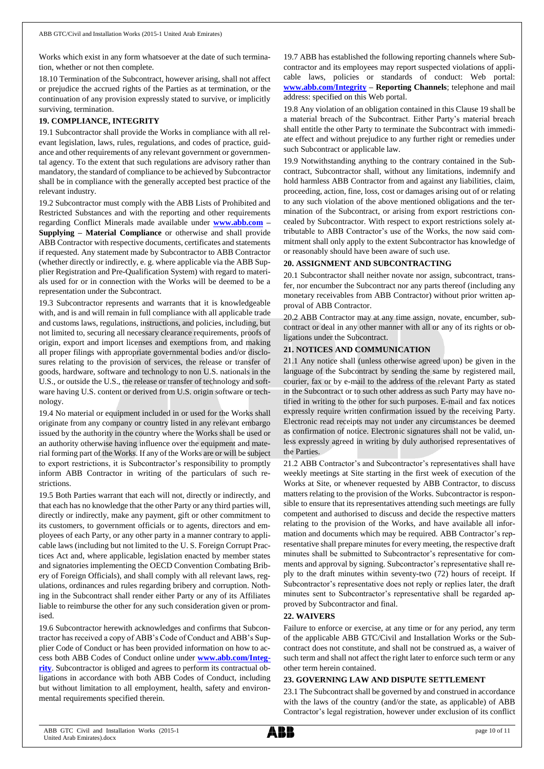Works which exist in any form whatsoever at the date of such termination, whether or not then complete.

18.10 Termination of the Subcontract, however arising, shall not affect or prejudice the accrued rights of the Parties as at termination, or the continuation of any provision expressly stated to survive, or implicitly surviving, termination.

## 19. COMPLIANCE, INTEGRITY

19.1 Subcontractor shall provide the Works in compliance with all relevant legislation, laws, rules, regulations, and codes of practice, guidance and other requirements of any relevant government or governmental agency. To the extent that such regulations are advisory rather than mandatory, the standard of compliance to be achieved by Subcontractor shall be in compliance with the generally accepted best practice of the relevant industry.

19.2 Subcontractor must comply with the ABB Lists of Prohibited and Restricted Substances and with the reporting and other requirements regarding Conflict Minerals made available under **www.abb.com – Supplying – Material Compliance** or otherwise and shall provide ABB Contractor with respective documents, certificates and statements if requested. Any statement made by Subcontractor to ABB Contractor (whether directly or indirectly, e. g. where applicable via the ABB Supplier Registration and Pre-Qualification System) with regard to materials used for or in connection with the Works will be deemed to be a representation under the Subcontract.

19.3 Subcontractor represents and warrants that it is knowledgeable with, and is and will remain in full compliance with all applicable trade and customs laws, regulations, instructions, and policies, including, but not limited to, securing all necessary clearance requirements, proofs of origin, export and import licenses and exemptions from, and making all proper filings with appropriate governmental bodies and/or disclosures relating to the provision of services, the release or transfer of goods, hardware, software and technology to non U.S. nationals in the U.S., or outside the U.S., the release or transfer of technology and software having U.S. content or derived from U.S. origin software or technology.

19.4 No material or equipment included in or used for the Works shall originate from any company or country listed in any relevant embargo issued by the authority in the country where the Works shall be used or an authority otherwise having influence over the equipment and material forming part of the Works. If any of the Works are or will be subject to export restrictions, it is Subcontractor's responsibility to promptly inform ABB Contractor in writing of the particulars of such restrictions.

19.5 Both Parties warrant that each will not, directly or indirectly, and that each has no knowledge that the other Party or any third parties will, directly or indirectly, make any payment, gift or other commitment to its customers, to government officials or to agents, directors and employees of each Party, or any other party in a manner contrary to applicable laws (including but not limited to the U. S. Foreign Corrupt Practices Act and, where applicable, legislation enacted by member states and signatories implementing the OECD Convention Combating Bribery of Foreign Officials), and shall comply with all relevant laws, regulations, ordinances and rules regarding bribery and corruption. Nothing in the Subcontract shall render either Party or any of its Affiliates liable to reimburse the other for any such consideration given or promised.

19.6 Subcontractor herewith acknowledges and confirms that Subcontractor has received a copy of ABB's Code of Conduct and ABB's Supplier Code of Conduct or has been provided information on how to access both ABB Codes of Conduct online under **www.abb.com/Integrity**. Subcontractor is obliged and agrees to perform its contractual obligations in accordance with both ABB Codes of Conduct, including but without limitation to all employment, health, safety and environmental requirements specified therein.

19.7 ABB has established the following reporting channels where Subcontractor and its employees may report suspected violations of applicable laws, policies or standards of conduct: Web portal: **www.abb.com/Integrity – Reporting Channels**; telephone and mail address: specified on this Web portal.

19.8 Any violation of an obligation contained in this Clause 19 shall be a material breach of the Subcontract. Either Party's material breach shall entitle the other Party to terminate the Subcontract with immediate effect and without prejudice to any further right or remedies under such Subcontract or applicable law.

19.9 Notwithstanding anything to the contrary contained in the Subcontract, Subcontractor shall, without any limitations, indemnify and hold harmless ABB Contractor from and against any liabilities, claim, proceeding, action, fine, loss, cost or damages arising out of or relating to any such violation of the above mentioned obligations and the termination of the Subcontract, or arising from export restrictions concealed by Subcontractor. With respect to export restrictions solely attributable to ABB Contractor's use of the Works, the now said commitment shall only apply to the extent Subcontractor has knowledge of or reasonably should have been aware of such use.

## 20. ASSIGNMENT AND SUBCONTRACTING

20.1 Subcontractor shall neither novate nor assign, subcontract, transfer, nor encumber the Subcontract nor any parts thereof (including any monetary receivables from ABB Contractor) without prior written approval of ABB Contractor.

20.2 ABB Contractor may at any time assign, novate, encumber, subcontract or deal in any other manner with all or any of its rights or obligations under the Subcontract.

## 21. NOTICES AND COMMUNICATION

21.1 Any notice shall (unless otherwise agreed upon) be given in the language of the Subcontract by sending the same by registered mail, courier, fax or by e-mail to the address of the relevant Party as stated in the Subcontract or to such other address as such Party may have notified in writing to the other for such purposes. E-mail and fax notices expressly require written confirmation issued by the receiving Party. Electronic read receipts may not under any circumstances be deemed as confirmation of notice. Electronic signatures shall not be valid, unless expressly agreed in writing by duly authorised representatives of the Parties.

21.2 ABB Contractor's and Subcontractor's representatives shall have weekly meetings at Site starting in the first week of execution of the Works at Site, or whenever requested by ABB Contractor, to discuss matters relating to the provision of the Works. Subcontractor is responsible to ensure that its representatives attending such meetings are fully competent and authorised to discuss and decide the respective matters relating to the provision of the Works, and have available all information and documents which may be required. ABB Contractor's representative shall prepare minutes for every meeting, the respective draft minutes shall be submitted to Subcontractor's representative for comments and approval by signing. Subcontractor's representative shall reply to the draft minutes within seventy-two (72) hours of receipt. If Subcontractor's representative does not reply or replies later, the draft minutes sent to Subcontractor's representative shall be regarded approved by Subcontractor and final.

## 22. WAIVERS

Failure to enforce or exercise, at any time or for any period, any term of the applicable ABB GTC/Civil and Installation Works or the Subcontract does not constitute, and shall not be construed as, a waiver of such term and shall not affect the right later to enforce such term or any other term herein contained.

## 23. GOVERNING LAW AND DISPUTE SETTLEMENT

23.1 The Subcontract shall be governed by and construed in accordance with the laws of the country (and/or the state, as applicable) of ABB Contractor's legal registration, however under exclusion of its conflict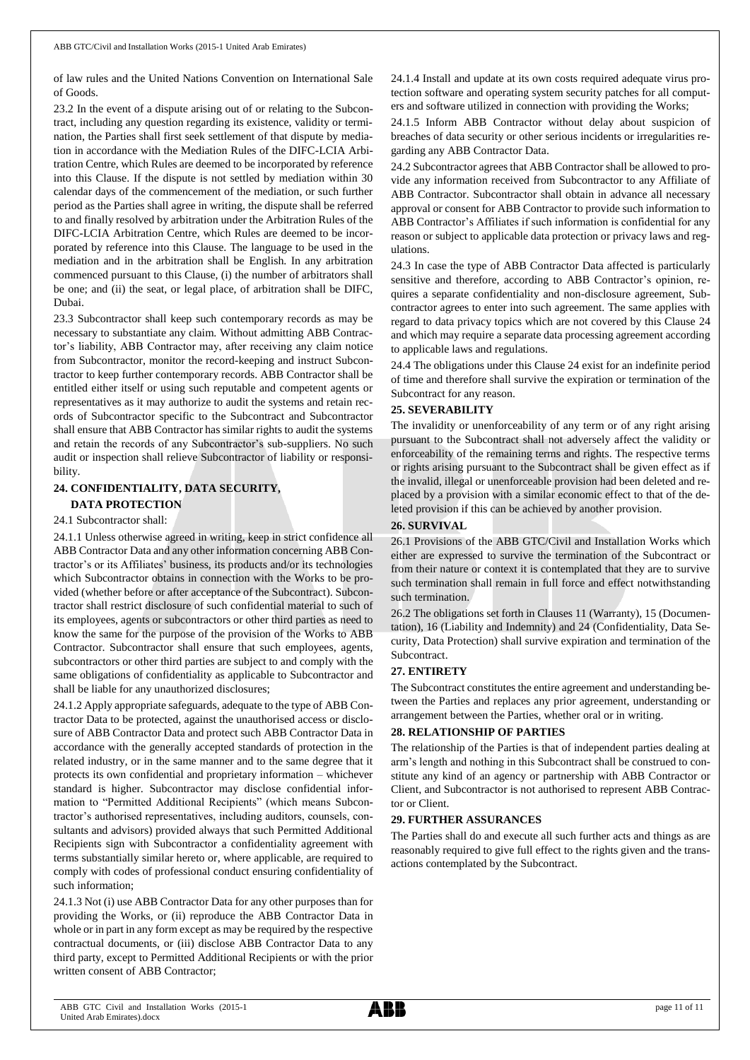of law rules and the United Nations Convention on International Sale of Goods.

23.2 In the event of a dispute arising out of or relating to the Subcontract, including any question regarding its existence, validity or termination, the Parties shall first seek settlement of that dispute by mediation in accordance with the Mediation Rules of the DIFC-LCIA Arbitration Centre, which Rules are deemed to be incorporated by reference into this Clause. If the dispute is not settled by mediation within 30 calendar days of the commencement of the mediation, or such further period as the Parties shall agree in writing, the dispute shall be referred to and finally resolved by arbitration under the Arbitration Rules of the DIFC-LCIA Arbitration Centre, which Rules are deemed to be incorporated by reference into this Clause. The language to be used in the mediation and in the arbitration shall be English. In any arbitration commenced pursuant to this Clause, (i) the number of arbitrators shall be one; and (ii) the seat, or legal place, of arbitration shall be DIFC, Dubai.

23.3 Subcontractor shall keep such contemporary records as may be necessary to substantiate any claim. Without admitting ABB Contractor's liability, ABB Contractor may, after receiving any claim notice from Subcontractor, monitor the record-keeping and instruct Subcontractor to keep further contemporary records. ABB Contractor shall be entitled either itself or using such reputable and competent agents or representatives as it may authorize to audit the systems and retain records of Subcontractor specific to the Subcontract and Subcontractor shall ensure that ABB Contractor has similar rights to audit the systems and retain the records of any Subcontractor's sub-suppliers. No such audit or inspection shall relieve Subcontractor of liability or responsibility.

## 24. CONFIDENTIALITY, DATA SECURITY, DATA PROTECTION

24.1 Subcontractor shall:

24.1.1 Unless otherwise agreed in writing, keep in strict confidence all ABB Contractor Data and any other information concerning ABB Contractor's or its Affiliates' business, its products and/or its technologies which Subcontractor obtains in connection with the Works to be provided (whether before or after acceptance of the Subcontract). Subcontractor shall restrict disclosure of such confidential material to such of its employees, agents or subcontractors or other third parties as need to know the same for the purpose of the provision of the Works to ABB Contractor. Subcontractor shall ensure that such employees, agents, subcontractors or other third parties are subject to and comply with the same obligations of confidentiality as applicable to Subcontractor and shall be liable for any unauthorized disclosures;

24.1.2 Apply appropriate safeguards, adequate to the type of ABB Contractor Data to be protected, against the unauthorised access or disclosure of ABB Contractor Data and protect such ABB Contractor Data in accordance with the generally accepted standards of protection in the related industry, or in the same manner and to the same degree that it protects its own confidential and proprietary information – whichever standard is higher. Subcontractor may disclose confidential information to "Permitted Additional Recipients" (which means Subcontractor's authorised representatives, including auditors, counsels, consultants and advisors) provided always that such Permitted Additional Recipients sign with Subcontractor a confidentiality agreement with terms substantially similar hereto or, where applicable, are required to comply with codes of professional conduct ensuring confidentiality of such information;

24.1.3 Not (i) use ABB Contractor Data for any other purposes than for providing the Works, or (ii) reproduce the ABB Contractor Data in whole or in part in any form except as may be required by the respective contractual documents, or (iii) disclose ABB Contractor Data to any third party, except to Permitted Additional Recipients or with the prior written consent of ABB Contractor;

24.1.4 Install and update at its own costs required adequate virus protection software and operating system security patches for all computers and software utilized in connection with providing the Works;

24.1.5 Inform ABB Contractor without delay about suspicion of breaches of data security or other serious incidents or irregularities regarding any ABB Contractor Data.

24.2 Subcontractor agrees that ABB Contractor shall be allowed to provide any information received from Subcontractor to any Affiliate of ABB Contractor. Subcontractor shall obtain in advance all necessary approval or consent for ABB Contractor to provide such information to ABB Contractor's Affiliates if such information is confidential for any reason or subject to applicable data protection or privacy laws and regulations.

24.3 In case the type of ABB Contractor Data affected is particularly sensitive and therefore, according to ABB Contractor's opinion, requires a separate confidentiality and non-disclosure agreement, Subcontractor agrees to enter into such agreement. The same applies with regard to data privacy topics which are not covered by this Clause 24 and which may require a separate data processing agreement according to applicable laws and regulations.

24.4 The obligations under this Clause 24 exist for an indefinite period of time and therefore shall survive the expiration or termination of the Subcontract for any reason.

## 25. SEVERABILITY

The invalidity or unenforceability of any term or of any right arising pursuant to the Subcontract shall not adversely affect the validity or enforceability of the remaining terms and rights. The respective terms or rights arising pursuant to the Subcontract shall be given effect as if the invalid, illegal or unenforceable provision had been deleted and replaced by a provision with a similar economic effect to that of the deleted provision if this can be achieved by another provision.

## 26. SURVIVAL

26.1 Provisions of the ABB GTC/Civil and Installation Works which either are expressed to survive the termination of the Subcontract or from their nature or context it is contemplated that they are to survive such termination shall remain in full force and effect notwithstanding such termination.

26.2 The obligations set forth in Clauses 11 (Warranty), 15 (Documentation), 16 (Liability and Indemnity) and 24 (Confidentiality, Data Security, Data Protection) shall survive expiration and termination of the Subcontract.

## 27. ENTIRETY

The Subcontract constitutes the entire agreement and understanding between the Parties and replaces any prior agreement, understanding or arrangement between the Parties, whether oral or in writing.

## 28. RELATIONSHIP OF PARTIES

The relationship of the Parties is that of independent parties dealing at arm's length and nothing in this Subcontract shall be construed to constitute any kind of an agency or partnership with ABB Contractor or Client, and Subcontractor is not authorised to represent ABB Contractor or Client.

## 29. FURTHER ASSURANCES

The Parties shall do and execute all such further acts and things as are reasonably required to give full effect to the rights given and the transactions contemplated by the Subcontract.